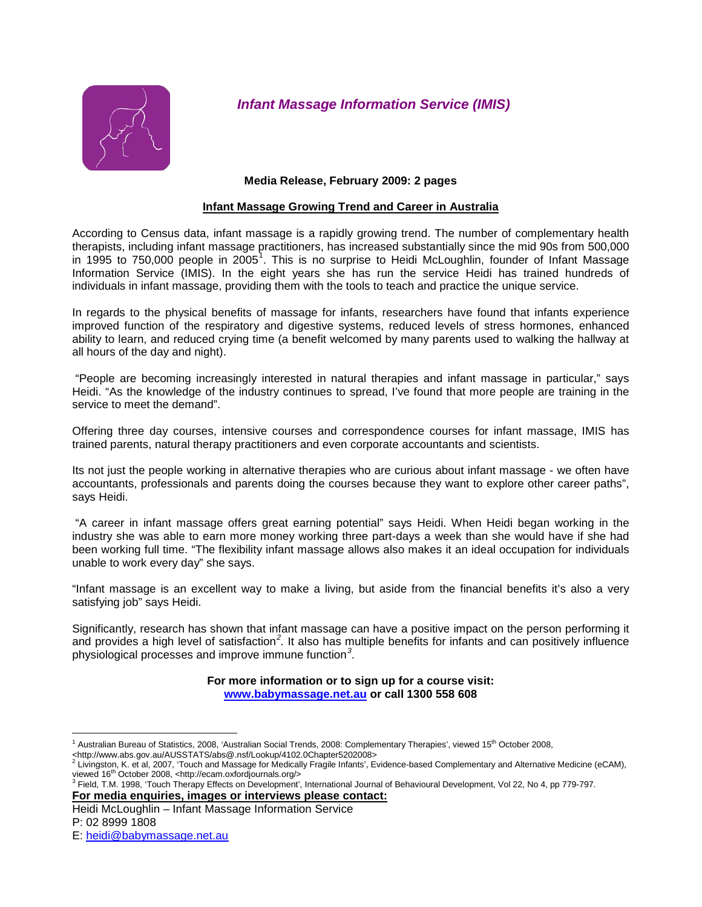## *Infant Massage Information Service (IMIS)*

**Media Release, February 2009: 2 pages**

**Infant Massage Growing Trend and Career in Australia**

According to Census data, infant massage is a rapidly growing trend. The number of complementary health therapists, including infant massage practitioners, has increased substantially since the mid 90s from 500,000 in 1995 to 750,000 people in 2005[1]. This is no surprise to Heidi McLoughlin, founder of Infant Massage Information Service (IMIS). In the eight years she has run the service Heidi has trained hundreds of individuals in infant massage, providing them with the tools to teach and practice the unique service.

In regards to the physical benefits of massage for infants, researchers have found that infants experience improved function of the respiratory and digestive systems, reduced levels of stress hormones, enhanced ability to learn, and reduced crying time (a benefit welcomed by many parents used to walking the hallway at all hours of the day and night).

"People are becoming increasingly interested in natural therapies and infant massage in particular," says Heidi. "As the knowledge of the industry continues to spread, I've found that more people are training in the service to meet the demand".

Offering three day courses, intensive courses and correspondence courses for infant massage, IMIS has trained parents, natural therapy practitioners and even corporate accountants and scientists.

Its not just the people working in alternative therapies who are curious about infant massage - we often have accountants, professionals and parents doing the courses because they want to explore other career paths", says Heidi.

"A career in infant massage offers great earning potential" says Heidi. When Heidi began working in the industry she was able to earn more money working three part-days a week than she would have if she had been working full time. "The flexibility infant massage allows also makes it an ideal occupation for individuals unable to work every day" she says.

"Infant massage is an excellent way to make a living, but aside from the financial benefits it's also a very satisfying job" says Heidi.

Significantly, research has shown that infant massage can have a positive impact on the person performing it and provides a high level of satisfaction[2]. It also has multiple benefits for infants and can positively influence physiological processes and improve immune function[3].

**For more information or to sign up for a course visit:**
**[www.babymassage.net.au](http://www.babymassage.net.au) or call 1300 558 608**

---

[1] Australian Bureau of Statistics, 2008, 'Australian Social Trends, 2008: Complementary Therapies', viewed 15th October 2008, <http://www.abs.gov.au/AUSSTATS/abs@.nsf/Lookup/4102.0Chapter5202008>

[2] Livingston, K. et al, 2007, 'Touch and Massage for Medically Fragile Infants', Evidence-based Complementary and Alternative Medicine (eCAM), viewed 16th October 2008, <http://ecam.oxfordjournals.org/>

[3] Field, T.M. 1998, 'Touch Therapy Effects on Development', International Journal of Behavioural Development, Vol 22, No 4, pp 779-797.

**For media enquiries, images or interviews please contact:**

Heidi McLoughlin – Infant Massage Information Service

P: 02 8999 1808

E: [heidi@babymassage.net.au](mailto:heidi@babymassage.net.au)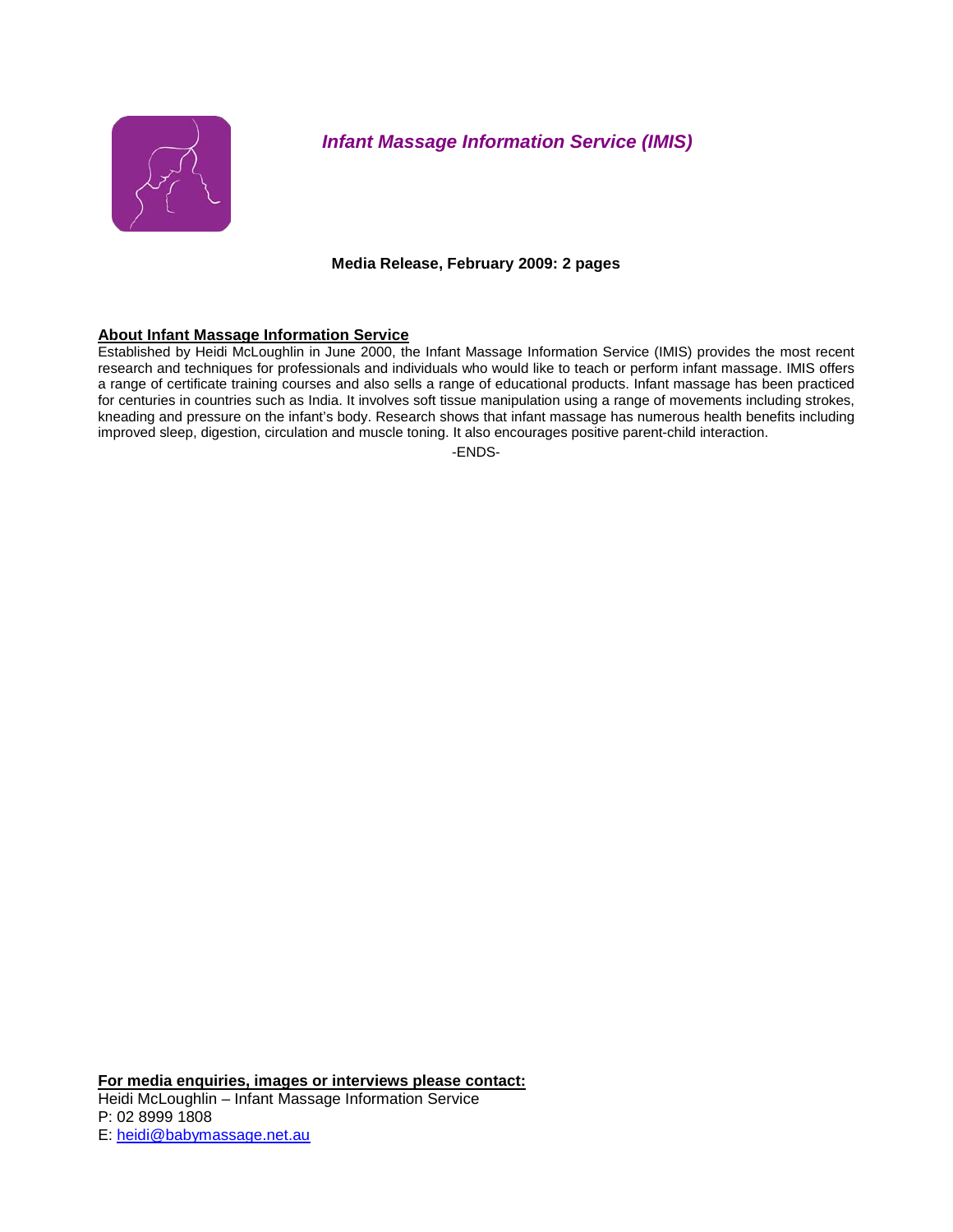*Infant Massage Information Service (IMIS)*

**Media Release, February 2009: 2 pages**

**About Infant Massage Information Service**

Established by Heidi McLoughlin in June 2000, the Infant Massage Information Service (IMIS) provides the most recent research and techniques for professionals and individuals who would like to teach or perform infant massage. IMIS offers a range of certificate training courses and also sells a range of educational products. Infant massage has been practiced for centuries in countries such as India. It involves soft tissue manipulation using a range of movements including strokes, kneading and pressure on the infant's body. Research shows that infant massage has numerous health benefits including improved sleep, digestion, circulation and muscle toning. It also encourages positive parent-child interaction.

-ENDS-

**For media enquiries, images or interviews please contact:**

Heidi McLoughlin – Infant Massage Information Service
P: 02 8999 1808
E: heidi@babymassage.net.au